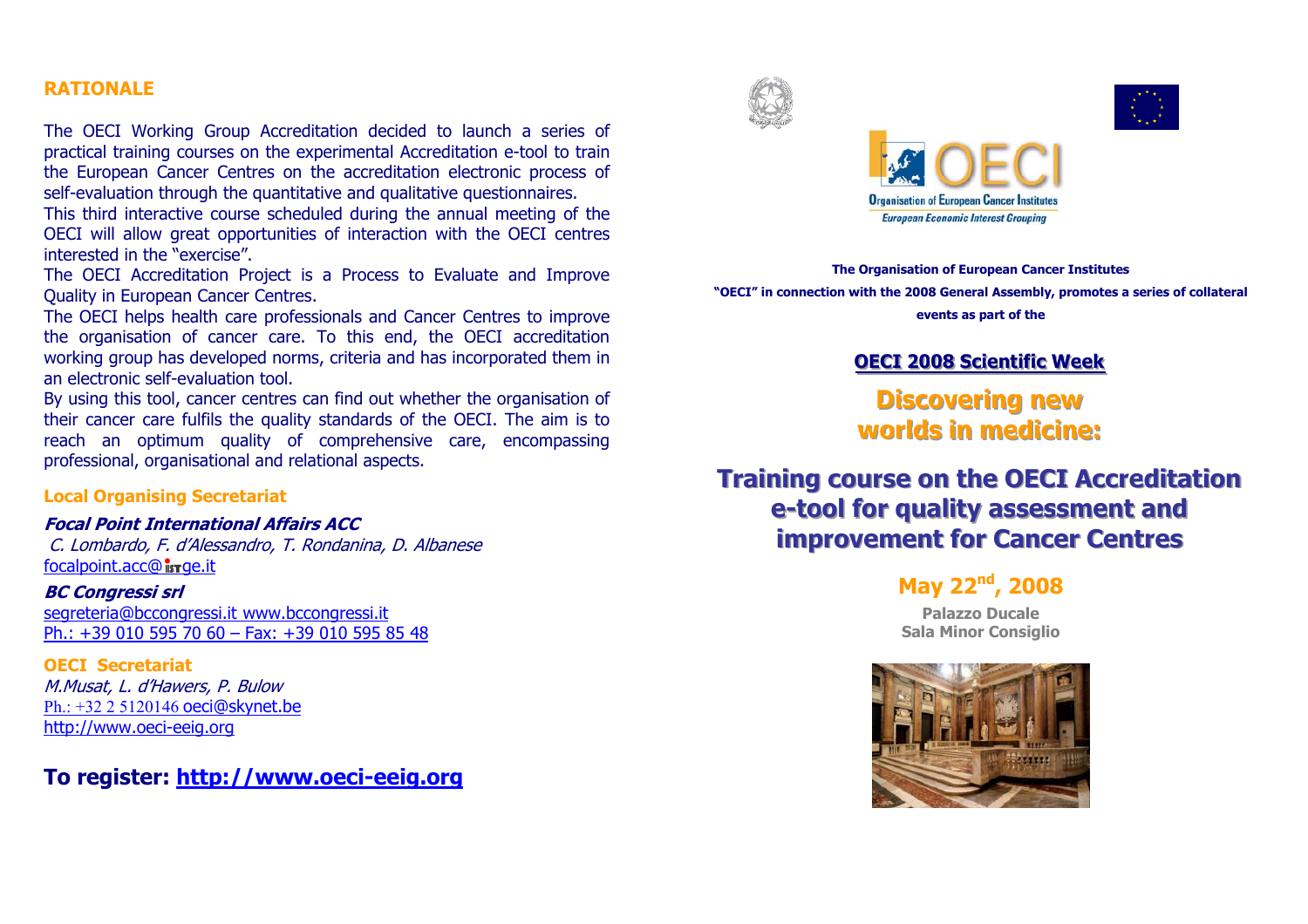## RATIONALE

The OECI Working Group Accreditation decided to launch a series of practical training courses on the experimental Accreditation e-tool to train the European Cancer Centres on the accreditation electronic process of self-evaluation through the quantitative and qualitative questionnaires.
This third interactive course scheduled during the annual meeting of the OECI will allow great opportunities of interaction with the OECI centres interested in the "exercise".
The OECI Accreditation Project is a Process to Evaluate and Improve Quality in European Cancer Centres.
The OECI helps health care professionals and Cancer Centres to improve the organisation of cancer care. To this end, the OECI accreditation working group has developed norms, criteria and has incorporated them in an electronic self-evaluation tool.
By using this tool, cancer centres can find out whether the organisation of their cancer care fulfils the quality standards of the OECI. The aim is to reach an optimum quality of comprehensive care, encompassing professional, organisational and relational aspects.

### Local Organising Secretariat

***Focal Point International Affairs ACC***
*C. Lombardo, F. d'Alessandro, T. Rondanina, D. Albanese*
focalpoint.acc@istge.it

***BC Congressi srl***
segreteria@bccongressi.it www.bccongressi.it
Ph.: +39 010 595 70 60 – Fax: +39 010 595 85 48

### OECI Secretariat

*M.Musat, L. d'Hawers, P. Bulow*
Ph.: +32 2 5120146 oeci@skynet.be
http://www.oeci-eeig.org

## To register: http://www.oeci-eeig.org

OECI
Organisation of European Cancer Institutes
European Economic Interest Grouping

**The Organisation of European Cancer Institutes "OECI" in connection with the 2008 General Assembly, promotes a series of collateral events as part of the**

**OECI 2008 Scientific Week**

# Discovering new worlds in medicine:

# Training course on the OECI Accreditation e-tool for quality assessment and improvement for Cancer Centres

## May 22nd, 2008

**Palazzo Ducale**
**Sala Minor Consiglio**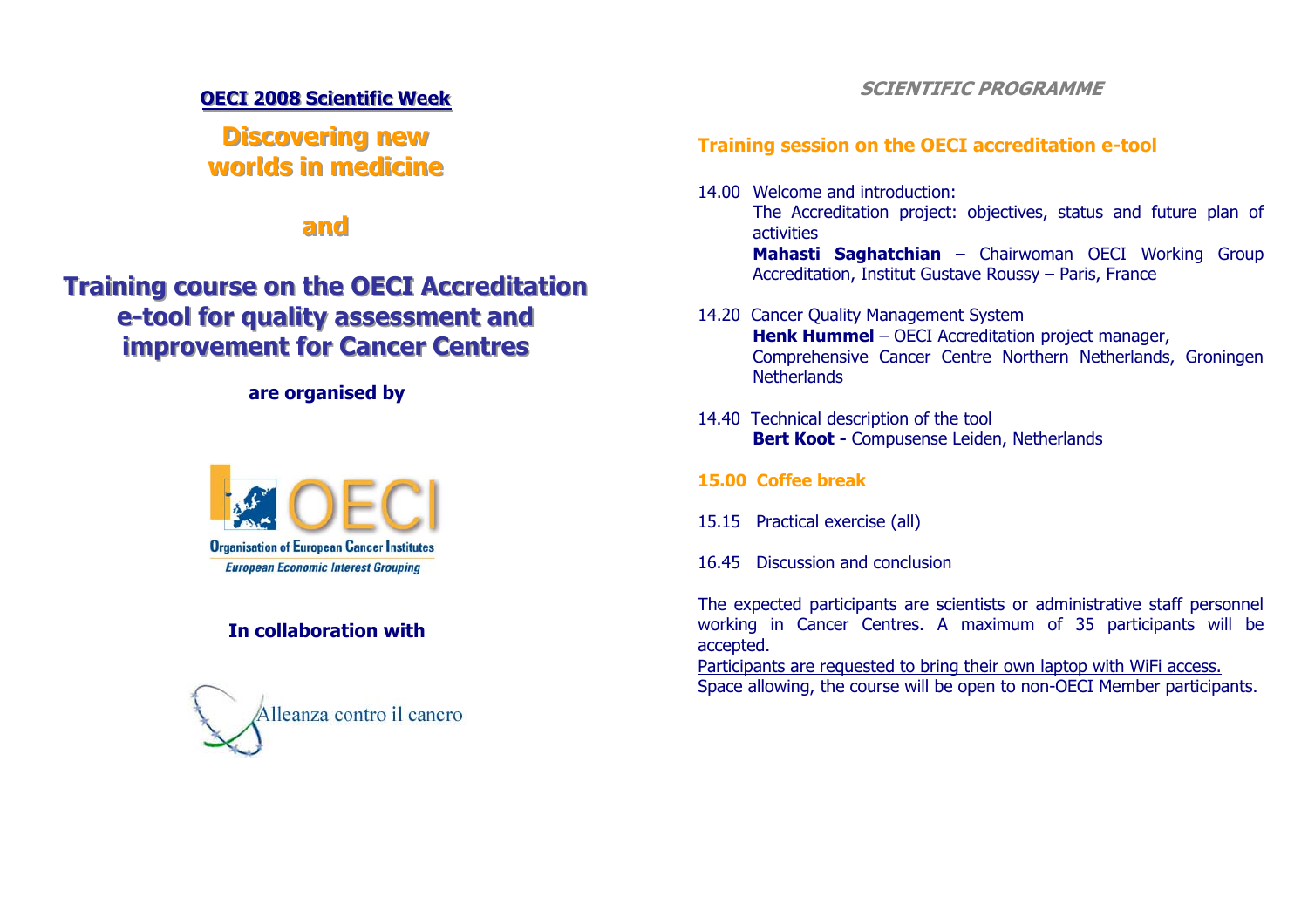**OECI 2008 Scientific Week**

# Discovering new worlds in medicine

# and

# Training course on the OECI Accreditation e-tool for quality assessment and improvement for Cancer Centres

**are organised by**

Organisation of European Cancer Institutes

*European Economic Interest Grouping*

**In collaboration with**

Alleanza contro il cancro

***SCIENTIFIC PROGRAMME***

## Training session on the OECI accreditation e-tool

14.00 Welcome and introduction:
The Accreditation project: objectives, status and future plan of activities
**Mahasti Saghatchian** – Chairwoman OECI Working Group Accreditation, Institut Gustave Roussy – Paris, France

14.20 Cancer Quality Management System
**Henk Hummel** – OECI Accreditation project manager, Comprehensive Cancer Centre Northern Netherlands, Groningen Netherlands

14.40 Technical description of the tool
**Bert Koot -** Compusense Leiden, Netherlands

**15.00 Coffee break**

15.15 Practical exercise (all)

16.45 Discussion and conclusion

The expected participants are scientists or administrative staff personnel working in Cancer Centres. A maximum of 35 participants will be accepted.

Participants are requested to bring their own laptop with WiFi access.

Space allowing, the course will be open to non-OECI Member participants.